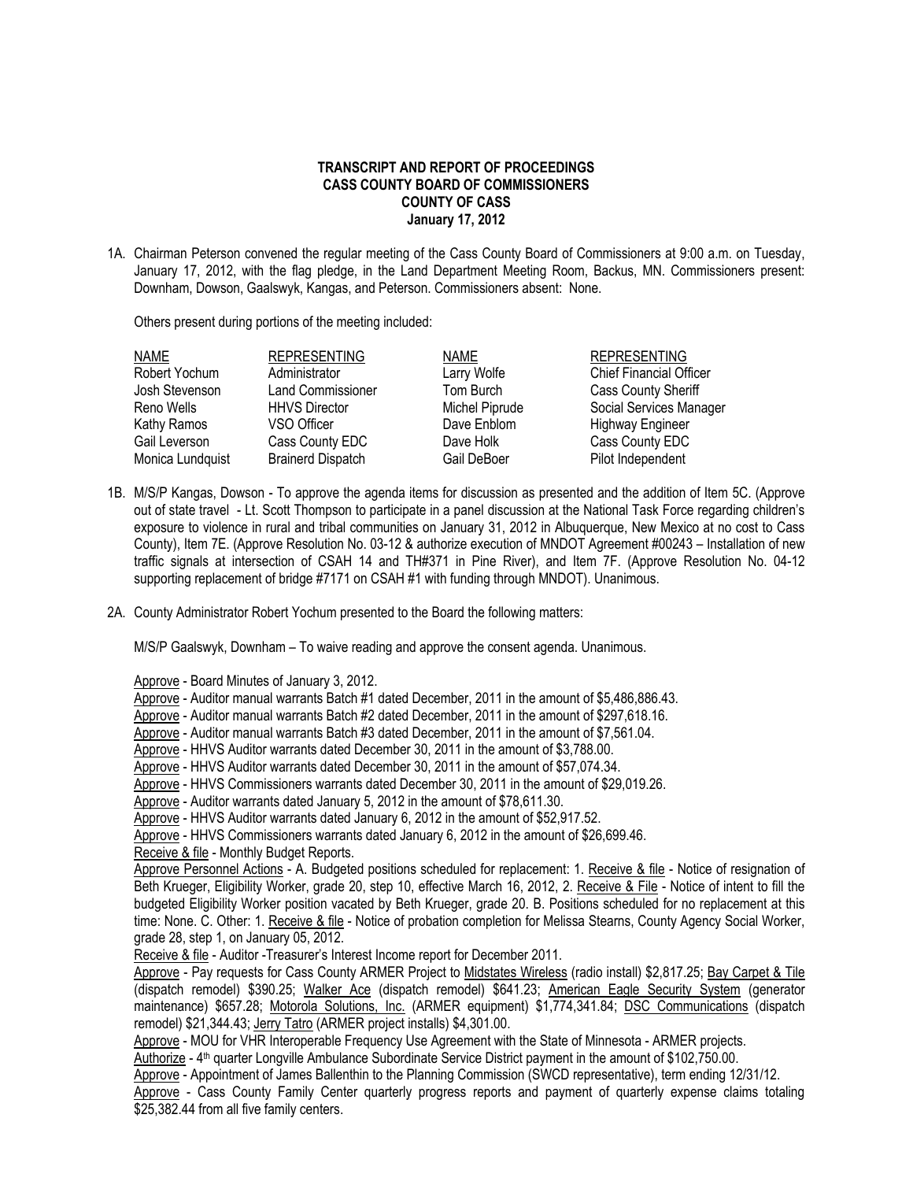**TRANSCRIPT AND REPORT OF PROCEEDINGS**
**CASS COUNTY BOARD OF COMMISSIONERS**
**COUNTY OF CASS**
**January 17, 2012**

1A. Chairman Peterson convened the regular meeting of the Cass County Board of Commissioners at 9:00 a.m. on Tuesday, January 17, 2012, with the flag pledge, in the Land Department Meeting Room, Backus, MN. Commissioners present: Downham, Dowson, Gaalswyk, Kangas, and Peterson. Commissioners absent: None.

Others present during portions of the meeting included:

| NAME | REPRESENTING | NAME | REPRESENTING |
|---|---|---|---|
| Robert Yochum | Administrator | Larry Wolfe | Chief Financial Officer |
| Josh Stevenson | Land Commissioner | Tom Burch | Cass County Sheriff |
| Reno Wells | HHVS Director | Michel Piprude | Social Services Manager |
| Kathy Ramos | VSO Officer | Dave Enblom | Highway Engineer |
| Gail Leverson | Cass County EDC | Dave Holk | Cass County EDC |
| Monica Lundquist | Brainerd Dispatch | Gail DeBoer | Pilot Independent |

1B. M/S/P Kangas, Dowson - To approve the agenda items for discussion as presented and the addition of Item 5C. (Approve out of state travel - Lt. Scott Thompson to participate in a panel discussion at the National Task Force regarding children's exposure to violence in rural and tribal communities on January 31, 2012 in Albuquerque, New Mexico at no cost to Cass County), Item 7E. (Approve Resolution No. 03-12 & authorize execution of MNDOT Agreement #00243 – Installation of new traffic signals at intersection of CSAH 14 and TH#371 in Pine River), and Item 7F. (Approve Resolution No. 04-12 supporting replacement of bridge #7171 on CSAH #1 with funding through MNDOT). Unanimous.

2A. County Administrator Robert Yochum presented to the Board the following matters:

M/S/P Gaalswyk, Downham – To waive reading and approve the consent agenda. Unanimous.

Approve - Board Minutes of January 3, 2012.
Approve - Auditor manual warrants Batch #1 dated December, 2011 in the amount of $5,486,886.43.
Approve - Auditor manual warrants Batch #2 dated December, 2011 in the amount of $297,618.16.
Approve - Auditor manual warrants Batch #3 dated December, 2011 in the amount of $7,561.04.
Approve - HHVS Auditor warrants dated December 30, 2011 in the amount of $3,788.00.
Approve - HHVS Auditor warrants dated December 30, 2011 in the amount of $57,074.34.
Approve - HHVS Commissioners warrants dated December 30, 2011 in the amount of $29,019.26.
Approve - Auditor warrants dated January 5, 2012 in the amount of $78,611.30.
Approve - HHVS Auditor warrants dated January 6, 2012 in the amount of $52,917.52.
Approve - HHVS Commissioners warrants dated January 6, 2012 in the amount of $26,699.46.
Receive & file - Monthly Budget Reports.
Approve Personnel Actions - A. Budgeted positions scheduled for replacement: 1. Receive & file - Notice of resignation of Beth Krueger, Eligibility Worker, grade 20, step 10, effective March 16, 2012, 2. Receive & File - Notice of intent to fill the budgeted Eligibility Worker position vacated by Beth Krueger, grade 20. B. Positions scheduled for no replacement at this time: None. C. Other: 1. Receive & file - Notice of probation completion for Melissa Stearns, County Agency Social Worker, grade 28, step 1, on January 05, 2012.
Receive & file - Auditor -Treasurer's Interest Income report for December 2011.
Approve - Pay requests for Cass County ARMER Project to Midstates Wireless (radio install) $2,817.25; Bay Carpet & Tile (dispatch remodel) $390.25; Walker Ace (dispatch remodel) $641.23; American Eagle Security System (generator maintenance) $657.28; Motorola Solutions, Inc. (ARMER equipment) $1,774,341.84; DSC Communications (dispatch remodel) $21,344.43; Jerry Tatro (ARMER project installs) $4,301.00.
Approve - MOU for VHR Interoperable Frequency Use Agreement with the State of Minnesota - ARMER projects.
Authorize - 4th quarter Longville Ambulance Subordinate Service District payment in the amount of $102,750.00.
Approve - Appointment of James Ballenthin to the Planning Commission (SWCD representative), term ending 12/31/12.
Approve - Cass County Family Center quarterly progress reports and payment of quarterly expense claims totaling $25,382.44 from all five family centers.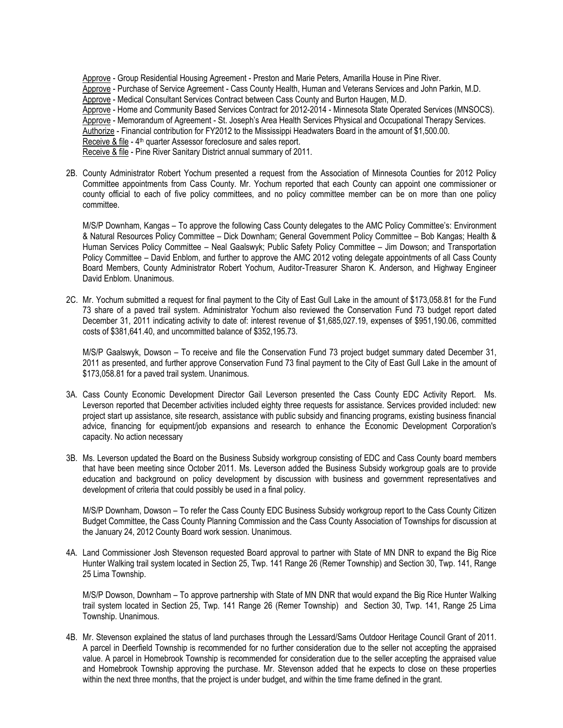Approve - Group Residential Housing Agreement - Preston and Marie Peters, Amarilla House in Pine River.
Approve - Purchase of Service Agreement - Cass County Health, Human and Veterans Services and John Parkin, M.D.
Approve - Medical Consultant Services Contract between Cass County and Burton Haugen, M.D.
Approve - Home and Community Based Services Contract for 2012-2014 - Minnesota State Operated Services (MNSOCS).
Approve - Memorandum of Agreement - St. Joseph's Area Health Services Physical and Occupational Therapy Services.
Authorize - Financial contribution for FY2012 to the Mississippi Headwaters Board in the amount of $1,500.00.
Receive & file - 4th quarter Assessor foreclosure and sales report.
Receive & file - Pine River Sanitary District annual summary of 2011.

2B. County Administrator Robert Yochum presented a request from the Association of Minnesota Counties for 2012 Policy Committee appointments from Cass County. Mr. Yochum reported that each County can appoint one commissioner or county official to each of five policy committees, and no policy committee member can be on more than one policy committee.

M/S/P Downham, Kangas – To approve the following Cass County delegates to the AMC Policy Committee's: Environment & Natural Resources Policy Committee – Dick Downham; General Government Policy Committee – Bob Kangas; Health & Human Services Policy Committee – Neal Gaalswyk; Public Safety Policy Committee – Jim Dowson; and Transportation Policy Committee – David Enblom, and further to approve the AMC 2012 voting delegate appointments of all Cass County Board Members, County Administrator Robert Yochum, Auditor-Treasurer Sharon K. Anderson, and Highway Engineer David Enblom. Unanimous.

2C. Mr. Yochum submitted a request for final payment to the City of East Gull Lake in the amount of $173,058.81 for the Fund 73 share of a paved trail system. Administrator Yochum also reviewed the Conservation Fund 73 budget report dated December 31, 2011 indicating activity to date of: interest revenue of $1,685,027.19, expenses of $951,190.06, committed costs of $381,641.40, and uncommitted balance of $352,195.73.

M/S/P Gaalswyk, Dowson – To receive and file the Conservation Fund 73 project budget summary dated December 31, 2011 as presented, and further approve Conservation Fund 73 final payment to the City of East Gull Lake in the amount of $173,058.81 for a paved trail system. Unanimous.

3A. Cass County Economic Development Director Gail Leverson presented the Cass County EDC Activity Report. Ms. Leverson reported that December activities included eighty three requests for assistance. Services provided included: new project start up assistance, site research, assistance with public subsidy and financing programs, existing business financial advice, financing for equipment/job expansions and research to enhance the Economic Development Corporation's capacity. No action necessary

3B. Ms. Leverson updated the Board on the Business Subsidy workgroup consisting of EDC and Cass County board members that have been meeting since October 2011. Ms. Leverson added the Business Subsidy workgroup goals are to provide education and background on policy development by discussion with business and government representatives and development of criteria that could possibly be used in a final policy.

M/S/P Downham, Dowson – To refer the Cass County EDC Business Subsidy workgroup report to the Cass County Citizen Budget Committee, the Cass County Planning Commission and the Cass County Association of Townships for discussion at the January 24, 2012 County Board work session. Unanimous.

4A. Land Commissioner Josh Stevenson requested Board approval to partner with State of MN DNR to expand the Big Rice Hunter Walking trail system located in Section 25, Twp. 141 Range 26 (Remer Township) and Section 30, Twp. 141, Range 25 Lima Township.

M/S/P Dowson, Downham – To approve partnership with State of MN DNR that would expand the Big Rice Hunter Walking trail system located in Section 25, Twp. 141 Range 26 (Remer Township) and Section 30, Twp. 141, Range 25 Lima Township. Unanimous.

4B. Mr. Stevenson explained the status of land purchases through the Lessard/Sams Outdoor Heritage Council Grant of 2011. A parcel in Deerfield Township is recommended for no further consideration due to the seller not accepting the appraised value. A parcel in Homebrook Township is recommended for consideration due to the seller accepting the appraised value and Homebrook Township approving the purchase. Mr. Stevenson added that he expects to close on these properties within the next three months, that the project is under budget, and within the time frame defined in the grant.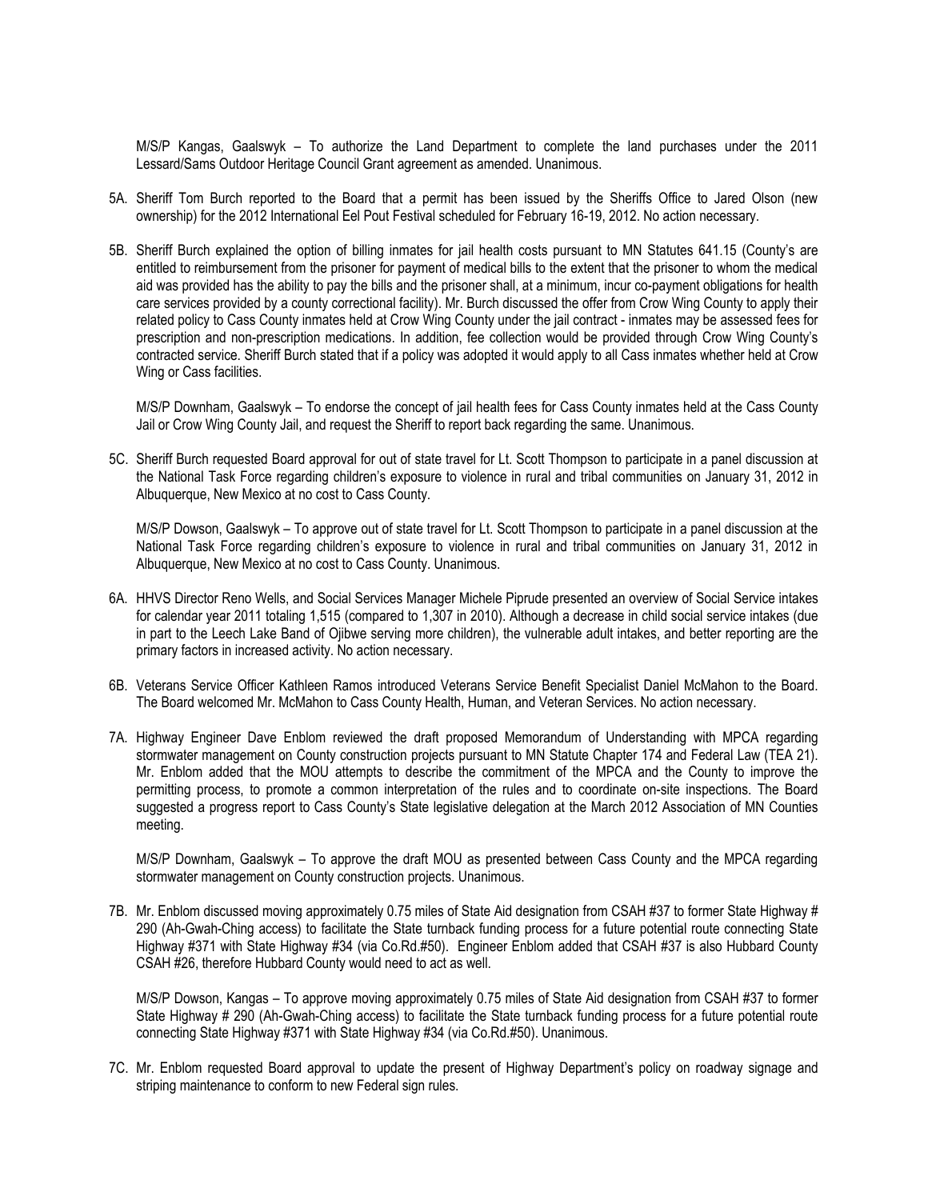M/S/P Kangas, Gaalswyk – To authorize the Land Department to complete the land purchases under the 2011 Lessard/Sams Outdoor Heritage Council Grant agreement as amended. Unanimous.

5A. Sheriff Tom Burch reported to the Board that a permit has been issued by the Sheriffs Office to Jared Olson (new ownership) for the 2012 International Eel Pout Festival scheduled for February 16-19, 2012. No action necessary.

5B. Sheriff Burch explained the option of billing inmates for jail health costs pursuant to MN Statutes 641.15 (County's are entitled to reimbursement from the prisoner for payment of medical bills to the extent that the prisoner to whom the medical aid was provided has the ability to pay the bills and the prisoner shall, at a minimum, incur co-payment obligations for health care services provided by a county correctional facility). Mr. Burch discussed the offer from Crow Wing County to apply their related policy to Cass County inmates held at Crow Wing County under the jail contract - inmates may be assessed fees for prescription and non-prescription medications. In addition, fee collection would be provided through Crow Wing County's contracted service. Sheriff Burch stated that if a policy was adopted it would apply to all Cass inmates whether held at Crow Wing or Cass facilities.

M/S/P Downham, Gaalswyk – To endorse the concept of jail health fees for Cass County inmates held at the Cass County Jail or Crow Wing County Jail, and request the Sheriff to report back regarding the same. Unanimous.

5C. Sheriff Burch requested Board approval for out of state travel for Lt. Scott Thompson to participate in a panel discussion at the National Task Force regarding children's exposure to violence in rural and tribal communities on January 31, 2012 in Albuquerque, New Mexico at no cost to Cass County.

M/S/P Dowson, Gaalswyk – To approve out of state travel for Lt. Scott Thompson to participate in a panel discussion at the National Task Force regarding children's exposure to violence in rural and tribal communities on January 31, 2012 in Albuquerque, New Mexico at no cost to Cass County. Unanimous.

6A. HHVS Director Reno Wells, and Social Services Manager Michele Piprude presented an overview of Social Service intakes for calendar year 2011 totaling 1,515 (compared to 1,307 in 2010). Although a decrease in child social service intakes (due in part to the Leech Lake Band of Ojibwe serving more children), the vulnerable adult intakes, and better reporting are the primary factors in increased activity. No action necessary.

6B. Veterans Service Officer Kathleen Ramos introduced Veterans Service Benefit Specialist Daniel McMahon to the Board. The Board welcomed Mr. McMahon to Cass County Health, Human, and Veteran Services. No action necessary.

7A. Highway Engineer Dave Enblom reviewed the draft proposed Memorandum of Understanding with MPCA regarding stormwater management on County construction projects pursuant to MN Statute Chapter 174 and Federal Law (TEA 21). Mr. Enblom added that the MOU attempts to describe the commitment of the MPCA and the County to improve the permitting process, to promote a common interpretation of the rules and to coordinate on-site inspections. The Board suggested a progress report to Cass County's State legislative delegation at the March 2012 Association of MN Counties meeting.

M/S/P Downham, Gaalswyk – To approve the draft MOU as presented between Cass County and the MPCA regarding stormwater management on County construction projects. Unanimous.

7B. Mr. Enblom discussed moving approximately 0.75 miles of State Aid designation from CSAH #37 to former State Highway # 290 (Ah-Gwah-Ching access) to facilitate the State turnback funding process for a future potential route connecting State Highway #371 with State Highway #34 (via Co.Rd.#50). Engineer Enblom added that CSAH #37 is also Hubbard County CSAH #26, therefore Hubbard County would need to act as well.

M/S/P Dowson, Kangas – To approve moving approximately 0.75 miles of State Aid designation from CSAH #37 to former State Highway # 290 (Ah-Gwah-Ching access) to facilitate the State turnback funding process for a future potential route connecting State Highway #371 with State Highway #34 (via Co.Rd.#50). Unanimous.

7C. Mr. Enblom requested Board approval to update the present of Highway Department's policy on roadway signage and striping maintenance to conform to new Federal sign rules.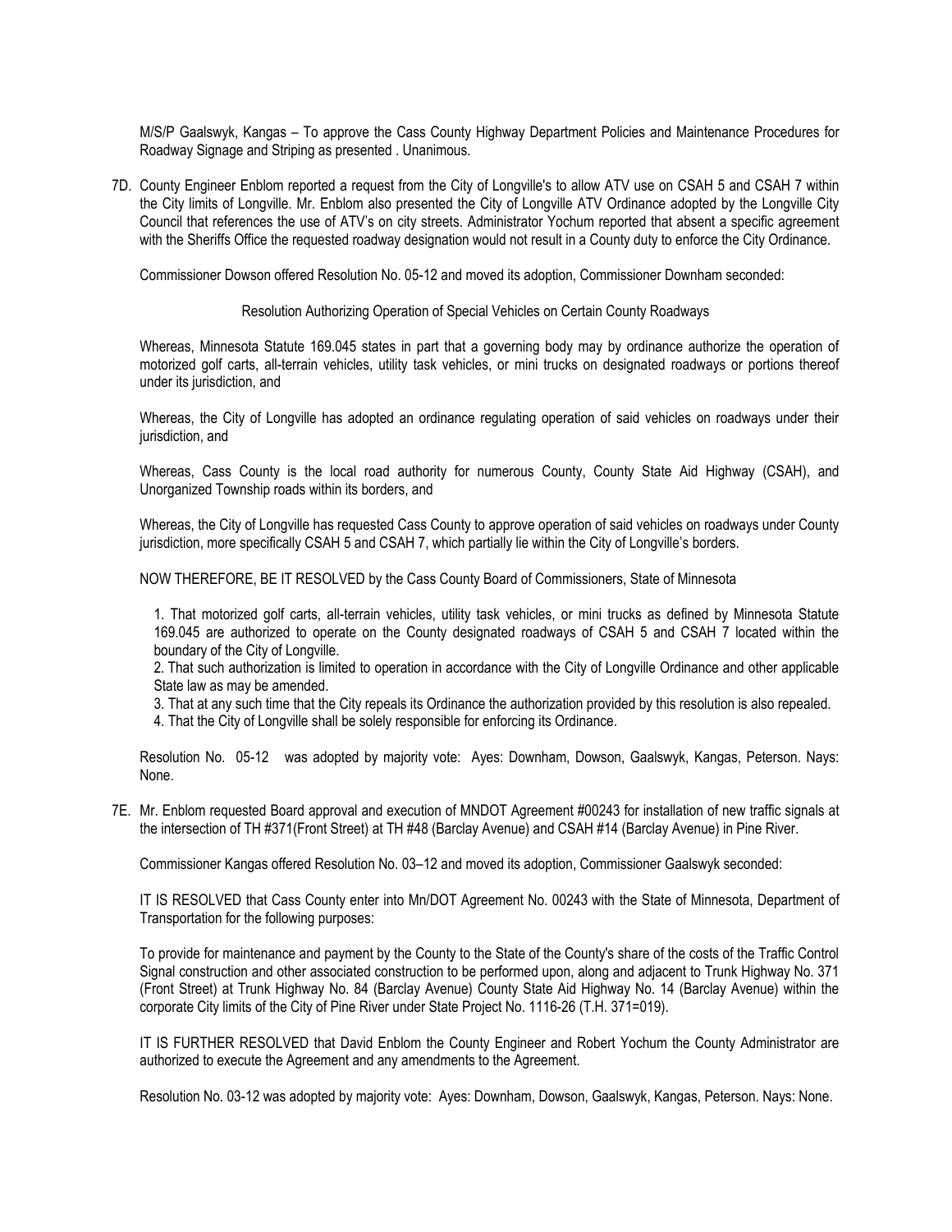M/S/P Gaalswyk, Kangas – To approve the Cass County Highway Department Policies and Maintenance Procedures for Roadway Signage and Striping as presented . Unanimous.

7D. County Engineer Enblom reported a request from the City of Longville's to allow ATV use on CSAH 5 and CSAH 7 within the City limits of Longville. Mr. Enblom also presented the City of Longville ATV Ordinance adopted by the Longville City Council that references the use of ATV's on city streets. Administrator Yochum reported that absent a specific agreement with the Sheriffs Office the requested roadway designation would not result in a County duty to enforce the City Ordinance.

Commissioner Dowson offered Resolution No. 05-12 and moved its adoption, Commissioner Downham seconded:

Resolution Authorizing Operation of Special Vehicles on Certain County Roadways

Whereas, Minnesota Statute 169.045 states in part that a governing body may by ordinance authorize the operation of motorized golf carts, all-terrain vehicles, utility task vehicles, or mini trucks on designated roadways or portions thereof under its jurisdiction, and

Whereas, the City of Longville has adopted an ordinance regulating operation of said vehicles on roadways under their jurisdiction, and

Whereas, Cass County is the local road authority for numerous County, County State Aid Highway (CSAH), and Unorganized Township roads within its borders, and

Whereas, the City of Longville has requested Cass County to approve operation of said vehicles on roadways under County jurisdiction, more specifically CSAH 5 and CSAH 7, which partially lie within the City of Longville's borders.

NOW THEREFORE, BE IT RESOLVED by the Cass County Board of Commissioners, State of Minnesota

1. That motorized golf carts, all-terrain vehicles, utility task vehicles, or mini trucks as defined by Minnesota Statute 169.045 are authorized to operate on the County designated roadways of CSAH 5 and CSAH 7 located within the boundary of the City of Longville.
2. That such authorization is limited to operation in accordance with the City of Longville Ordinance and other applicable State law as may be amended.
3. That at any such time that the City repeals its Ordinance the authorization provided by this resolution is also repealed.
4. That the City of Longville shall be solely responsible for enforcing its Ordinance.

Resolution No. 05-12 was adopted by majority vote: Ayes: Downham, Dowson, Gaalswyk, Kangas, Peterson. Nays: None.

7E. Mr. Enblom requested Board approval and execution of MNDOT Agreement #00243 for installation of new traffic signals at the intersection of TH #371(Front Street) at TH #48 (Barclay Avenue) and CSAH #14 (Barclay Avenue) in Pine River.

Commissioner Kangas offered Resolution No. 03–12 and moved its adoption, Commissioner Gaalswyk seconded:

IT IS RESOLVED that Cass County enter into Mn/DOT Agreement No. 00243 with the State of Minnesota, Department of Transportation for the following purposes:

To provide for maintenance and payment by the County to the State of the County's share of the costs of the Traffic Control Signal construction and other associated construction to be performed upon, along and adjacent to Trunk Highway No. 371 (Front Street) at Trunk Highway No. 84 (Barclay Avenue) County State Aid Highway No. 14 (Barclay Avenue) within the corporate City limits of the City of Pine River under State Project No. 1116-26 (T.H. 371=019).

IT IS FURTHER RESOLVED that David Enblom the County Engineer and Robert Yochum the County Administrator are authorized to execute the Agreement and any amendments to the Agreement.

Resolution No. 03-12 was adopted by majority vote: Ayes: Downham, Dowson, Gaalswyk, Kangas, Peterson. Nays: None.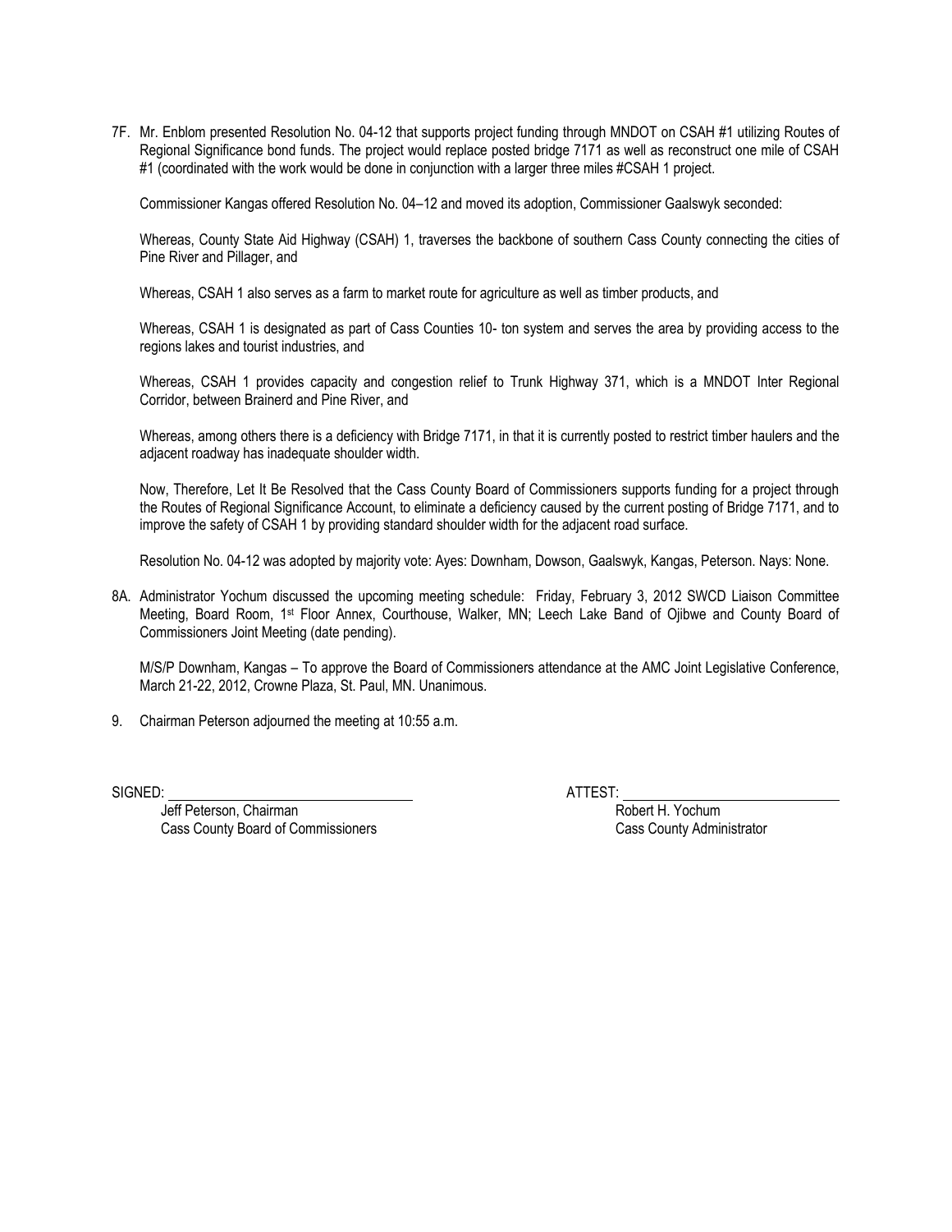7F. Mr. Enblom presented Resolution No. 04-12 that supports project funding through MNDOT on CSAH #1 utilizing Routes of Regional Significance bond funds. The project would replace posted bridge 7171 as well as reconstruct one mile of CSAH #1 (coordinated with the work would be done in conjunction with a larger three miles #CSAH 1 project.

Commissioner Kangas offered Resolution No. 04–12 and moved its adoption, Commissioner Gaalswyk seconded:

Whereas, County State Aid Highway (CSAH) 1, traverses the backbone of southern Cass County connecting the cities of Pine River and Pillager, and

Whereas, CSAH 1 also serves as a farm to market route for agriculture as well as timber products, and

Whereas, CSAH 1 is designated as part of Cass Counties 10- ton system and serves the area by providing access to the regions lakes and tourist industries, and

Whereas, CSAH 1 provides capacity and congestion relief to Trunk Highway 371, which is a MNDOT Inter Regional Corridor, between Brainerd and Pine River, and

Whereas, among others there is a deficiency with Bridge 7171, in that it is currently posted to restrict timber haulers and the adjacent roadway has inadequate shoulder width.

Now, Therefore, Let It Be Resolved that the Cass County Board of Commissioners supports funding for a project through the Routes of Regional Significance Account, to eliminate a deficiency caused by the current posting of Bridge 7171, and to improve the safety of CSAH 1 by providing standard shoulder width for the adjacent road surface.

Resolution No. 04-12 was adopted by majority vote: Ayes: Downham, Dowson, Gaalswyk, Kangas, Peterson. Nays: None.

8A. Administrator Yochum discussed the upcoming meeting schedule: Friday, February 3, 2012 SWCD Liaison Committee Meeting, Board Room, 1st Floor Annex, Courthouse, Walker, MN; Leech Lake Band of Ojibwe and County Board of Commissioners Joint Meeting (date pending).

M/S/P Downham, Kangas – To approve the Board of Commissioners attendance at the AMC Joint Legislative Conference, March 21-22, 2012, Crowne Plaza, St. Paul, MN. Unanimous.

9. Chairman Peterson adjourned the meeting at 10:55 a.m.

SIGNED: \_\_\_\_\_\_\_\_\_\_\_\_\_\_\_\_\_\_\_\_\_\_\_\_\_\_\_\_\_\_\_\_\_\_\_
Jeff Peterson, Chairman
Cass County Board of Commissioners

ATTEST: \_\_\_\_\_\_\_\_\_\_\_\_\_\_\_\_\_\_\_\_\_\_\_\_\_\_\_\_\_\_\_\_\_\_
Robert H. Yochum
Cass County Administrator